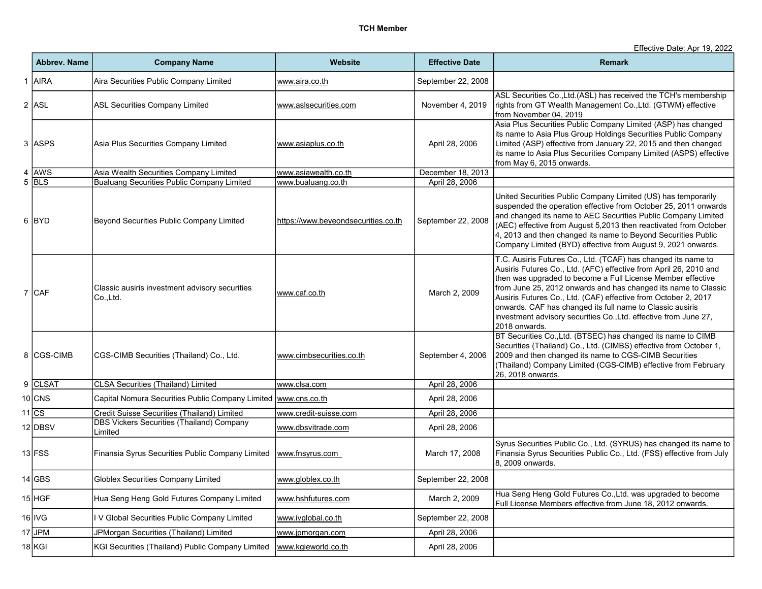# TCH Member

Effective Date: Apr 19, 2022

| | Abbrev. Name | Company Name | Website | Effective Date | Remark |
|---|---|---|---|---|---|
| 1 | AIRA | Aira Securities Public Company Limited | www.aira.co.th | September 22, 2008 | |
| 2 | ASL | ASL Securities Company Limited | www.aslsecurities.com | November 4, 2019 | ASL Securities Co.,Ltd.(ASL) has received the TCH's membership rights from GT Wealth Management Co.,Ltd. (GTWM) effective from November 04, 2019 |
| 3 | ASPS | Asia Plus Securities Company Limited | www.asiaplus.co.th | April 28, 2006 | Asia Plus Securities Public Company Limited (ASP) has changed its name to Asia Plus Group Holdings Securities Public Company Limited (ASP) effective from January 22, 2015 and then changed its name to Asia Plus Securities Company Limited (ASPS) effective from May 6, 2015 onwards. |
| 4 | AWS | Asia Wealth Securities Company Limited | www.asiawealth.co.th | December 18, 2013 | |
| 5 | BLS | Bualuang Securities Public Company Limited | www.bualuang.co.th | April 28, 2006 | |
| 6 | BYD | Beyond Securities Public Company Limited | https://www.beyeondsecurities.co.th | September 22, 2008 | United Securities Public Company Limited (US) has temporarily suspended the operation effective from October 25, 2011 onwards and changed its name to AEC Securities Public Company Limited (AEC) effective from August 5,2013 then reactivated from October 4, 2013 and then changed its name to Beyond Securities Public Company Limited (BYD) effective from August 9, 2021 onwards. |
| 7 | CAF | Classic ausiris investment advisory securities Co.,Ltd. | www.caf.co.th | March 2, 2009 | T.C. Ausiris Futures Co., Ltd. (TCAF) has changed its name to Ausiris Futures Co., Ltd. (AFC) effective from April 26, 2010 and then was upgraded to become a Full License Member effective from June 25, 2012 onwards and has changed its name to Classic Ausiris Futures Co., Ltd. (CAF) effective from October 2, 2017 onwards. CAF has changed its full name to Classic ausiris investment advisory securities Co.,Ltd. effective from June 27, 2018 onwards. |
| 8 | CGS-CIMB | CGS-CIMB Securities (Thailand) Co., Ltd. | www.cimbsecurities.co.th | September 4, 2006 | BT Securities Co.,Ltd. (BTSEC) has changed its name to CIMB Securities (Thailand) Co., Ltd. (CIMBS) effective from October 1, 2009 and then changed its name to CGS-CIMB Securities (Thailand) Company Limited (CGS-CIMB) effective from February 26, 2018 onwards. |
| 9 | CLSAT | CLSA Securities (Thailand) Limited | www.clsa.com | April 28, 2006 | |
| 10 | CNS | Capital Nomura Securities Public Company Limited | www.cns.co.th | April 28, 2006 | |
| 11 | CS | Credit Suisse Securities (Thailand) Limited | www.credit-suisse.com | April 28, 2006 | |
| 12 | DBSV | DBS Vickers Securities (Thailand) Company Limited | www.dbsvitrade.com | April 28, 2006 | |
| 13 | FSS | Finansia Syrus Securities Public Company Limited | www.fnsyrus.com | March 17, 2008 | Syrus Securities Public Co., Ltd. (SYRUS) has changed its name to Finansia Syrus Securities Public Co., Ltd. (FSS) effective from July 8, 2009 onwards. |
| 14 | GBS | Globlex Securities Company Limited | www.globlex.co.th | September 22, 2008 | |
| 15 | HGF | Hua Seng Heng Gold Futures Company Limited | www.hshfutures.com | March 2, 2009 | Hua Seng Heng Gold Futures Co.,Ltd. was upgraded to become Full License Members effective from June 18, 2012 onwards. |
| 16 | IVG | I V Global Securities Public Company Limited | www.ivglobal.co.th | September 22, 2008 | |
| 17 | JPM | JPMorgan Securities (Thailand) Limited | www.jpmorgan.com | April 28, 2006 | |
| 18 | KGI | KGI Securities (Thailand) Public Company Limited | www.kgieworld.co.th | April 28, 2006 | |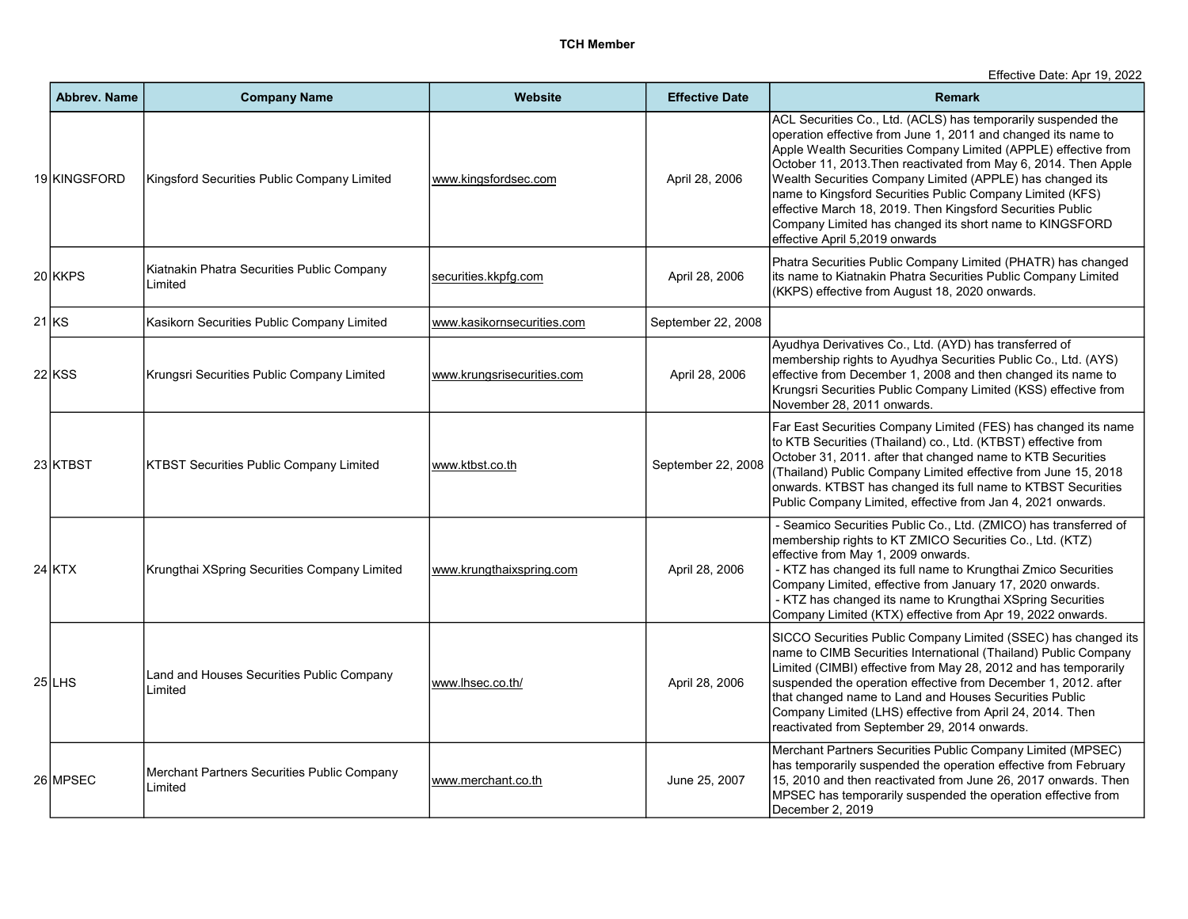**TCH Member**

Effective Date: Apr 19, 2022

| | Abbrev. Name | Company Name | Website | Effective Date | Remark |
|---|---|---|---|---|---|
| 19 | KINGSFORD | Kingsford Securities Public Company Limited | www.kingsfordsec.com | April 28, 2006 | ACL Securities Co., Ltd. (ACLS) has temporarily suspended the operation effective from June 1, 2011 and changed its name to Apple Wealth Securities Company Limited (APPLE) effective from October 11, 2013.Then reactivated from May 6, 2014. Then Apple Wealth Securities Company Limited (APPLE) has changed its name to Kingsford Securities Public Company Limited (KFS) effective March 18, 2019. Then Kingsford Securities Public Company Limited has changed its short name to KINGSFORD effective April 5,2019 onwards |
| 20 | KKPS | Kiatnakin Phatra Securities Public Company Limited | securities.kkpfg.com | April 28, 2006 | Phatra Securities Public Company Limited (PHATR) has changed its name to Kiatnakin Phatra Securities Public Company Limited (KKPS) effective from August 18, 2020 onwards. |
| 21 | KS | Kasikorn Securities Public Company Limited | www.kasikornsecurities.com | September 22, 2008 | |
| 22 | KSS | Krungsri Securities Public Company Limited | www.krungsrisecurities.com | April 28, 2006 | Ayudhya Derivatives Co., Ltd. (AYD) has transferred of membership rights to Ayudhya Securities Public Co., Ltd. (AYS) effective from December 1, 2008 and then changed its name to Krungsri Securities Public Company Limited (KSS) effective from November 28, 2011 onwards. |
| 23 | KTBST | KTBST Securities Public Company Limited | www.ktbst.co.th | September 22, 2008 | Far East Securities Company Limited (FES) has changed its name to KTB Securities (Thailand) co., Ltd. (KTBST) effective from October 31, 2011. after that changed name to KTB Securities (Thailand) Public Company Limited effective from June 15, 2018 onwards. KTBST has changed its full name to KTBST Securities Public Company Limited, effective from Jan 4, 2021 onwards. |
| 24 | KTX | Krungthai XSpring Securities Company Limited | www.krungthaixspring.com | April 28, 2006 | - Seamico Securities Public Co., Ltd. (ZMICO) has transferred of membership rights to KT ZMICO Securities Co., Ltd. (KTZ) effective from May 1, 2009 onwards.<br>- KTZ has changed its full name to Krungthai Zmico Securities Company Limited, effective from January 17, 2020 onwards.<br>- KTZ has changed its name to Krungthai XSpring Securities Company Limited (KTX) effective from Apr 19, 2022 onwards. |
| 25 | LHS | Land and Houses Securities Public Company Limited | www.lhsec.co.th/ | April 28, 2006 | SICCO Securities Public Company Limited (SSEC) has changed its name to CIMB Securities International (Thailand) Public Company Limited (CIMBI) effective from May 28, 2012 and has temporarily suspended the operation effective from December 1, 2012. after that changed name to Land and Houses Securities Public Company Limited (LHS) effective from April 24, 2014. Then reactivated from September 29, 2014 onwards. |
| 26 | MPSEC | Merchant Partners Securities Public Company Limited | www.merchant.co.th | June 25, 2007 | Merchant Partners Securities Public Company Limited (MPSEC) has temporarily suspended the operation effective from February 15, 2010 and then reactivated from June 26, 2017 onwards. Then MPSEC has temporarily suspended the operation effective from December 2, 2019 |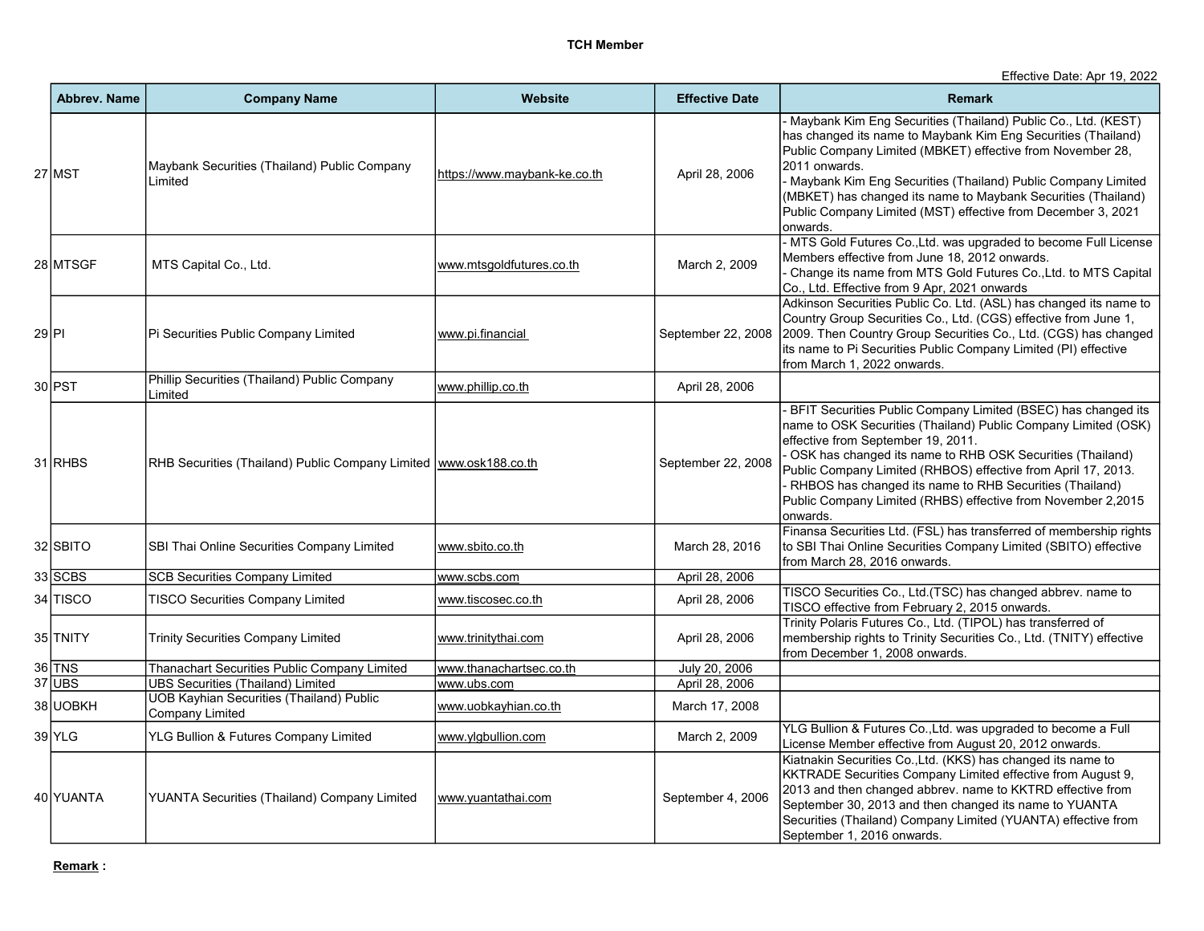**TCH Member**

Effective Date: Apr 19, 2022

| | Abbrev. Name | Company Name | Website | Effective Date | Remark |
|---|---|---|---|---|---|
| 27 | MST | Maybank Securities (Thailand) Public Company Limited | https://www.maybank-ke.co.th | April 28, 2006 | - Maybank Kim Eng Securities (Thailand) Public Co., Ltd. (KEST) has changed its name to Maybank Kim Eng Securities (Thailand) Public Company Limited (MBKET) effective from November 28, 2011 onwards.<br>- Maybank Kim Eng Securities (Thailand) Public Company Limited (MBKET) has changed its name to Maybank Securities (Thailand) Public Company Limited (MST) effective from December 3, 2021 onwards. |
| 28 | MTSGF | MTS Capital Co., Ltd. | www.mtsgoldfutures.co.th | March 2, 2009 | - MTS Gold Futures Co.,Ltd. was upgraded to become Full License Members effective from June 18, 2012 onwards.<br>- Change its name from MTS Gold Futures Co.,Ltd. to MTS Capital Co., Ltd. Effective from 9 Apr, 2021 onwards |
| 29 | PI | Pi Securities Public Company Limited | www.pi.financial | September 22, 2008 | Adkinson Securities Public Co. Ltd. (ASL) has changed its name to Country Group Securities Co., Ltd. (CGS) effective from June 1, 2009. Then Country Group Securities Co., Ltd. (CGS) has changed its name to Pi Securities Public Company Limited (PI) effective from March 1, 2022 onwards. |
| 30 | PST | Phillip Securities (Thailand) Public Company Limited | www.phillip.co.th | April 28, 2006 | |
| 31 | RHBS | RHB Securities (Thailand) Public Company Limited | www.osk188.co.th | September 22, 2008 | - BFIT Securities Public Company Limited (BSEC) has changed its name to OSK Securities (Thailand) Public Company Limited (OSK) effective from September 19, 2011.<br>- OSK has changed its name to RHB OSK Securities (Thailand) Public Company Limited (RHBOS) effective from April 17, 2013.<br>- RHBOS has changed its name to RHB Securities (Thailand) Public Company Limited (RHBS) effective from November 2,2015 onwards. |
| 32 | SBITO | SBI Thai Online Securities Company Limited | www.sbito.co.th | March 28, 2016 | Finansa Securities Ltd. (FSL) has transferred of membership rights to SBI Thai Online Securities Company Limited (SBITO) effective from March 28, 2016 onwards. |
| 33 | SCBS | SCB Securities Company Limited | www.scbs.com | April 28, 2006 | |
| 34 | TISCO | TISCO Securities Company Limited | www.tiscosec.co.th | April 28, 2006 | TISCO Securities Co., Ltd.(TSC) has changed abbrev. name to TISCO effective from February 2, 2015 onwards. |
| 35 | TNITY | Trinity Securities Company Limited | www.trinitythai.com | April 28, 2006 | Trinity Polaris Futures Co., Ltd. (TIPOL) has transferred of membership rights to Trinity Securities Co., Ltd. (TNITY) effective from December 1, 2008 onwards. |
| 36 | TNS | Thanachart Securities Public Company Limited | www.thanachartsec.co.th | July 20, 2006 | |
| 37 | UBS | UBS Securities (Thailand) Limited | www.ubs.com | April 28, 2006 | |
| 38 | UOBKH | UOB Kayhian Securities (Thailand) Public Company Limited | www.uobkayhian.co.th | March 17, 2008 | |
| 39 | YLG | YLG Bullion & Futures Company Limited | www.ylgbullion.com | March 2, 2009 | YLG Bullion & Futures Co.,Ltd. was upgraded to become a Full License Member effective from August 20, 2012 onwards. |
| 40 | YUANTA | YUANTA Securities (Thailand) Company Limited | www.yuantathai.com | September 4, 2006 | Kiatnakin Securities Co.,Ltd. (KKS) has changed its name to KKTRADE Securities Company Limited effective from August 9, 2013 and then changed abbrev. name to KKTRD effective from September 30, 2013 and then changed its name to YUANTA Securities (Thailand) Company Limited (YUANTA) effective from September 1, 2016 onwards. |

**Remark :**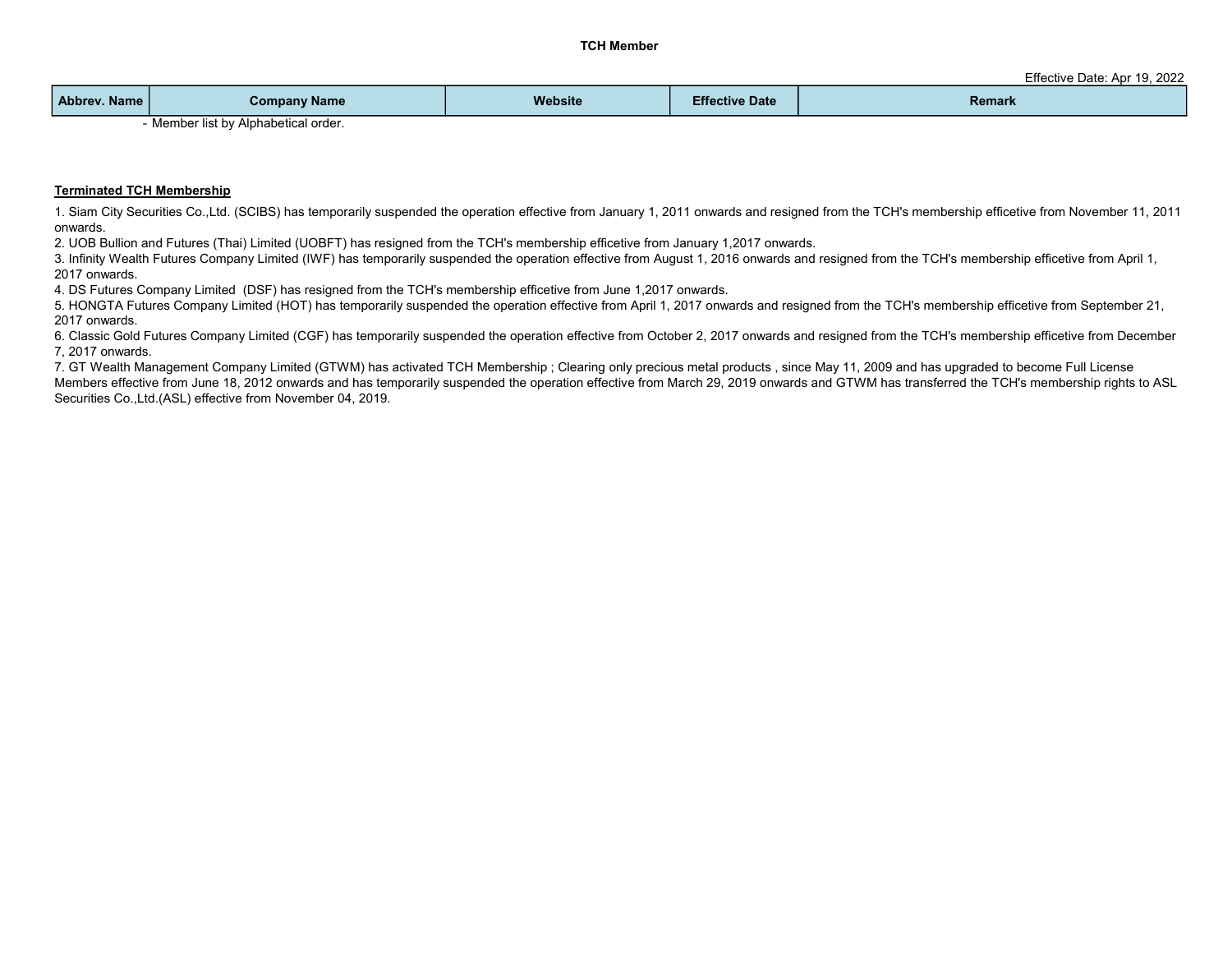**TCH Member**

Effective Date: Apr 19, 2022

| Abbrev. Name | Company Name | Website | Effective Date | Remark |
| --- | --- | --- | --- | --- |

- Member list by Alphabetical order.

**Terminated TCH Membership**

1. Siam City Securities Co.,Ltd. (SCIBS) has temporarily suspended the operation effective from January 1, 2011 onwards and resigned from the TCH's membership efficetive from November 11, 2011 onwards.
2. UOB Bullion and Futures (Thai) Limited (UOBFT) has resigned from the TCH's membership efficetive from January 1,2017 onwards.
3. Infinity Wealth Futures Company Limited (IWF) has temporarily suspended the operation effective from August 1, 2016 onwards and resigned from the TCH's membership efficetive from April 1, 2017 onwards.
4. DS Futures Company Limited (DSF) has resigned from the TCH's membership efficetive from June 1,2017 onwards.
5. HONGTA Futures Company Limited (HOT) has temporarily suspended the operation effective from April 1, 2017 onwards and resigned from the TCH's membership efficetive from September 21, 2017 onwards.
6. Classic Gold Futures Company Limited (CGF) has temporarily suspended the operation effective from October 2, 2017 onwards and resigned from the TCH's membership efficetive from December 7, 2017 onwards.
7. GT Wealth Management Company Limited (GTWM) has activated TCH Membership ; Clearing only precious metal products , since May 11, 2009 and has upgraded to become Full License Members effective from June 18, 2012 onwards and has temporarily suspended the operation effective from March 29, 2019 onwards and GTWM has transferred the TCH's membership rights to ASL Securities Co.,Ltd.(ASL) effective from November 04, 2019.